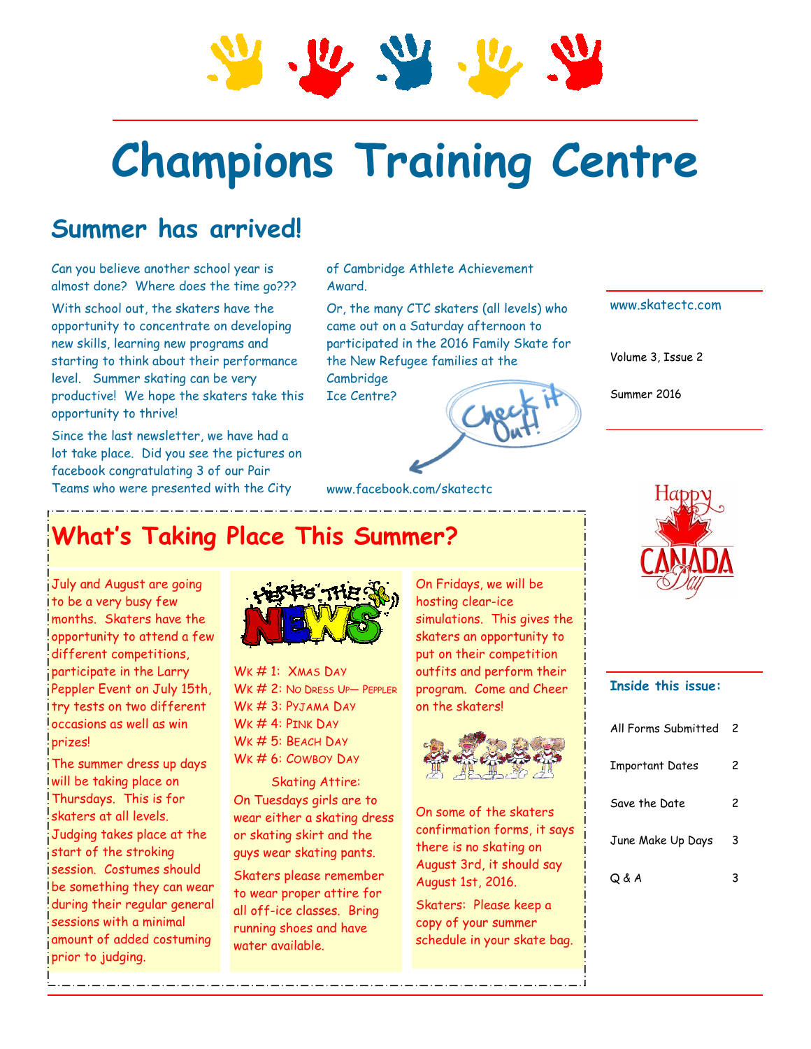# Champions Training Centre

## Summer has arrived!

Can you believe another school year is almost done? Where does the time go???

With school out, the skaters have the opportunity to concentrate on developing new skills, learning new programs and starting to think about their performance level. Summer skating can be very productive! We hope the skaters take this opportunity to thrive!

Since the last newsletter, we have had a lot take place. Did you see the pictures on facebook congratulating 3 of our Pair Teams who were presented with the City of Cambridge Athlete Achievement Award.

Or, the many CTC skaters (all levels) who came out on a Saturday afternoon to participated in the 2016 Family Skate for the New Refugee families at the Cambridge Ice Centre?

Check it Out!

www.facebook.com/skatectc

www.skatectc.com

Volume 3, Issue 2

Summer 2016

Happy Canada Day

**Inside this issue:**

| | |
|---|---|
| All Forms Submitted | 2 |
| Important Dates | 2 |
| Save the Date | 2 |
| June Make Up Days | 3 |
| Q & A | 3 |

## What's Taking Place This Summer?

July and August are going to be a very busy few months. Skaters have the opportunity to attend a few different competitions, participate in the Larry Peppler Event on July 15th, try tests on two different occasions as well as win prizes!

The summer dress up days will be taking place on Thursdays. This is for skaters at all levels. Judging takes place at the start of the stroking session. Costumes should be something they can wear during their regular general sessions with a minimal amount of added costuming prior to judging.

Here's the News

Wk # 1: Xmas Day
Wk # 2: No Dress Up— Peppler
Wk # 3: Pyjama Day
Wk # 4: Pink Day
Wk # 5: Beach Day
Wk # 6: Cowboy Day

Skating Attire:
On Tuesdays girls are to wear either a skating dress or skating skirt and the guys wear skating pants.

Skaters please remember to wear proper attire for all off-ice classes. Bring running shoes and have water available.

On Fridays, we will be hosting clear-ice simulations. This gives the skaters an opportunity to put on their competition outfits and perform their program. Come and Cheer on the skaters!

On some of the skaters confirmation forms, it says there is no skating on August 3rd, it should say August 1st, 2016.

Skaters: Please keep a copy of your summer schedule in your skate bag.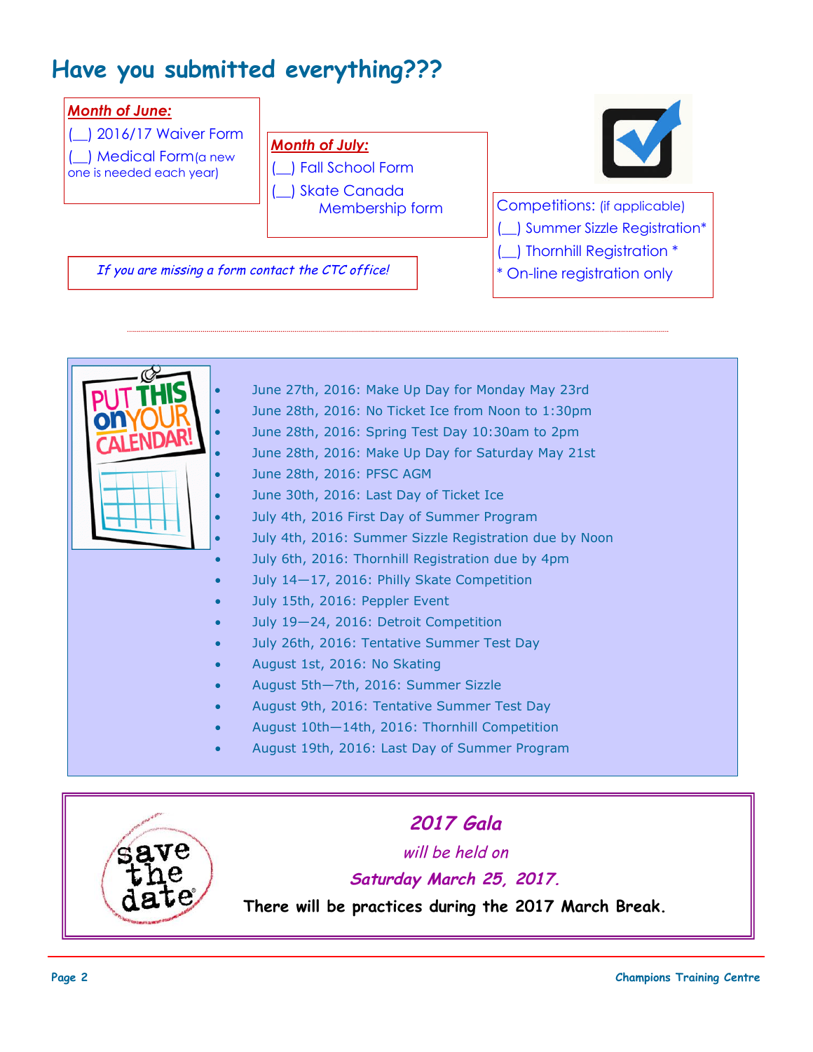# Have you submitted everything???

***Month of June:***

(__) 2016/17 Waiver Form

(__) Medical Form(a new one is needed each year)

***Month of July:***

(__) Fall School Form

(__) Skate Canada Membership form

Competitions: (if applicable)

(__) Summer Sizzle Registration*

(__) Thornhill Registration *

* On-line registration only

*If you are missing a form contact the CTC office!*

---

PUT THIS ON YOUR CALENDAR!

- June 27th, 2016: Make Up Day for Monday May 23rd
- June 28th, 2016: No Ticket Ice from Noon to 1:30pm
- June 28th, 2016: Spring Test Day 10:30am to 2pm
- June 28th, 2016: Make Up Day for Saturday May 21st
- June 28th, 2016: PFSC AGM
- June 30th, 2016: Last Day of Ticket Ice
- July 4th, 2016 First Day of Summer Program
- July 4th, 2016: Summer Sizzle Registration due by Noon
- July 6th, 2016: Thornhill Registration due by 4pm
- July 14—17, 2016: Philly Skate Competition
- July 15th, 2016: Peppler Event
- July 19—24, 2016: Detroit Competition
- July 26th, 2016: Tentative Summer Test Day
- August 1st, 2016: No Skating
- August 5th—7th, 2016: Summer Sizzle
- August 9th, 2016: Tentative Summer Test Day
- August 10th—14th, 2016: Thornhill Competition
- August 19th, 2016: Last Day of Summer Program

save the date

***2017 Gala***

*will be held on*

***Saturday March 25, 2017.***

**There will be practices during the 2017 March Break.**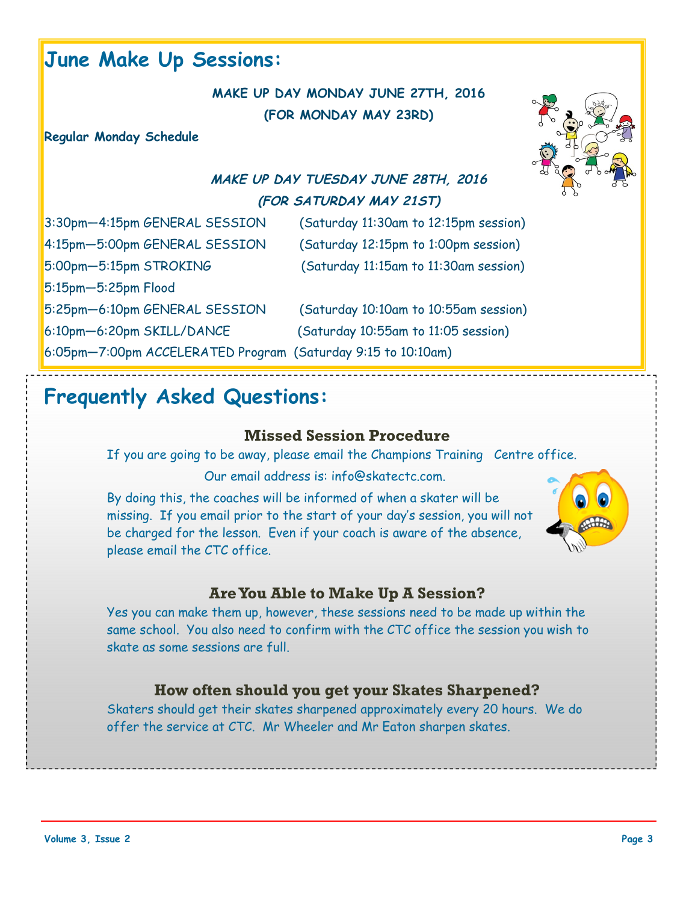## June Make Up Sessions:

**MAKE UP DAY MONDAY JUNE 27TH, 2016**

**(FOR MONDAY MAY 23RD)**

**Regular Monday Schedule**

***MAKE UP DAY TUESDAY JUNE 28TH, 2016***

***(FOR SATURDAY MAY 21ST)***

| | |
|---|---|
| 3:30pm—4:15pm GENERAL SESSION | (Saturday 11:30am to 12:15pm session) |
| 4:15pm—5:00pm GENERAL SESSION | (Saturday 12:15pm to 1:00pm session) |
| 5:00pm—5:15pm STROKING | (Saturday 11:15am to 11:30am session) |
| 5:15pm—5:25pm Flood | |
| 5:25pm—6:10pm GENERAL SESSION | (Saturday 10:10am to 10:55am session) |
| 6:10pm—6:20pm SKILL/DANCE | (Saturday 10:55am to 11:05 session) |
| 6:05pm—7:00pm ACCELERATED Program | (Saturday 9:15 to 10:10am) |

## Frequently Asked Questions:

### Missed Session Procedure

If you are going to be away, please email the Champions Training Centre office.

Our email address is: info@skatectc.com.

By doing this, the coaches will be informed of when a skater will be missing. If you email prior to the start of your day's session, you will not be charged for the lesson. Even if your coach is aware of the absence, please email the CTC office.

### Are You Able to Make Up A Session?

Yes you can make them up, however, these sessions need to be made up within the same school. You also need to confirm with the CTC office the session you wish to skate as some sessions are full.

### How often should you get your Skates Sharpened?

Skaters should get their skates sharpened approximately every 20 hours. We do offer the service at CTC. Mr Wheeler and Mr Eaton sharpen skates.